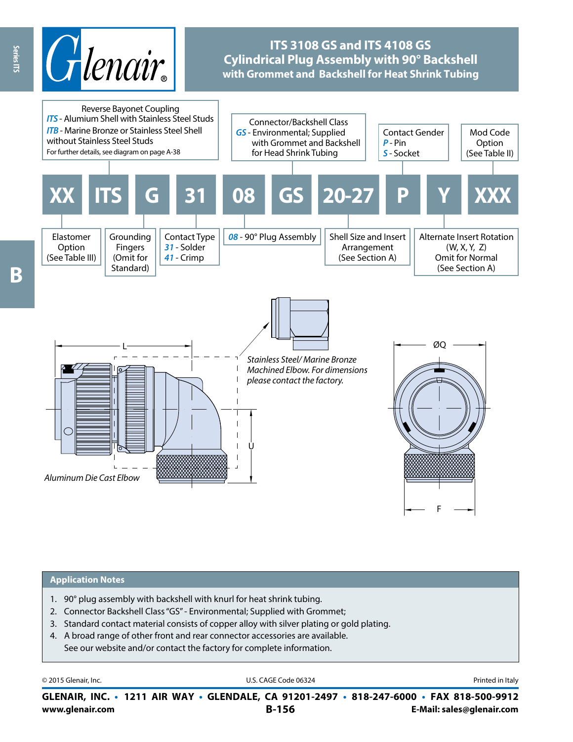# ITS 3108 GS and ITS 4108 GS
## Cylindrical Plug Assembly with 90° Backshell
### with Grommet and Backshell for Heat Shrink Tubing

**Reverse Bayonet Coupling**
*ITS* - Alumium Shell with Stainless Steel Studs
*ITB* - Marine Bronze or Stainless Steel Shell without Stainless Steel Studs
For further details, see diagram on page A-38

**Connector/Backshell Class**
*GS* - Environmental; Supplied with Grommet and Backshell for Head Shrink Tubing

**Contact Gender**
*P* - Pin
*S* - Socket

**Mod Code Option** (See Table II)

| XX | ITS | G | 31 | 08 | GS | 20-27 | P | Y | XXX |
|---|---|---|---|---|---|---|---|---|---|

**Elastomer Option** (See Table III)

**Grounding Fingers** (Omit for Standard)

**Contact Type**
*31* - Solder
*41* - Crimp

*08* - 90° Plug Assembly

**Shell Size and Insert Arrangement** (See Section A)

**Alternate Insert Rotation** (W, X, Y, Z) Omit for Normal (See Section A)

L

ØQ

U

F

*Stainless Steel/ Marine Bronze Machined Elbow. For dimensions please contact the factory.*

*Aluminum Die Cast Elbow*

## Application Notes

1. 90° plug assembly with backshell with knurl for heat shrink tubing.
2. Connector Backshell Class "GS" - Environmental; Supplied with Grommet;
3. Standard contact material consists of copper alloy with silver plating or gold plating.
4. A broad range of other front and rear connector accessories are available.
   See our website and/or contact the factory for complete information.

© 2015 Glenair, Inc. U.S. CAGE Code 06324 Printed in Italy

**GLENAIR, INC. • 1211 AIR WAY • GLENDALE, CA 91201-2497 • 818-247-6000 • FAX 818-500-9912**
**www.glenair.com** **E-Mail: sales@glenair.com**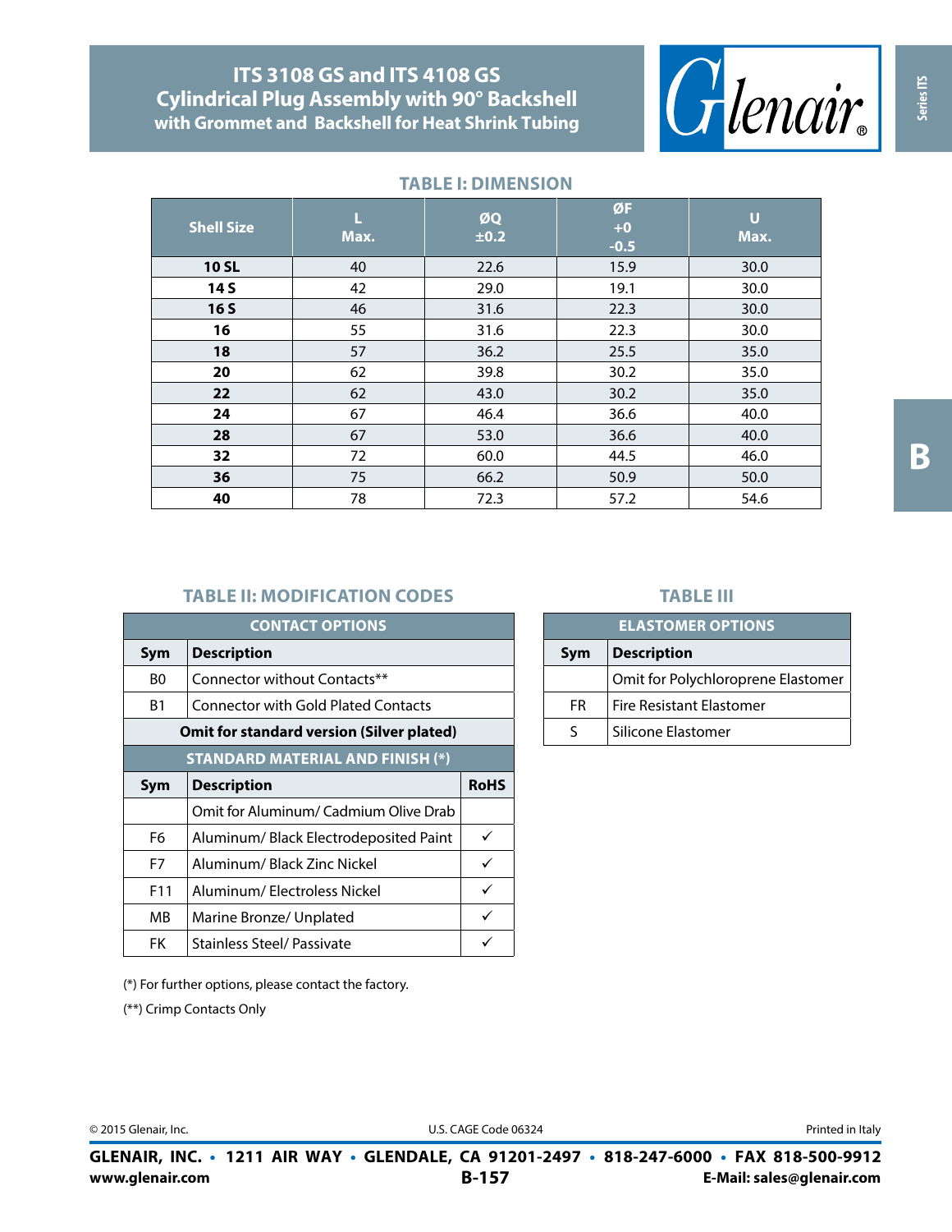# ITS 3108 GS and ITS 4108 GS Cylindrical Plug Assembly with 90° Backshell with Grommet and Backshell for Heat Shrink Tubing

## TABLE I: DIMENSION

| Shell Size | L Max. | ØQ ±0.2 | ØF +0 -0.5 | U Max. |
|---|---|---|---|---|
| **10 SL** | 40 | 22.6 | 15.9 | 30.0 |
| **14 S** | 42 | 29.0 | 19.1 | 30.0 |
| **16 S** | 46 | 31.6 | 22.3 | 30.0 |
| **16** | 55 | 31.6 | 22.3 | 30.0 |
| **18** | 57 | 36.2 | 25.5 | 35.0 |
| **20** | 62 | 39.8 | 30.2 | 35.0 |
| **22** | 62 | 43.0 | 30.2 | 35.0 |
| **24** | 67 | 46.4 | 36.6 | 40.0 |
| **28** | 67 | 53.0 | 36.6 | 40.0 |
| **32** | 72 | 60.0 | 44.5 | 46.0 |
| **36** | 75 | 66.2 | 50.9 | 50.0 |
| **40** | 78 | 72.3 | 57.2 | 54.6 |

## TABLE II: MODIFICATION CODES

| CONTACT OPTIONS | | |
|---|---|---|
| **Sym** | **Description** | |
| B0 | Connector without Contacts** | |
| B1 | Connector with Gold Plated Contacts | |
| **Omit for standard version (Silver plated)** | | |
| **STANDARD MATERIAL AND FINISH (*)** | | |
| **Sym** | **Description** | **RoHS** |
| | Omit for Aluminum/ Cadmium Olive Drab | |
| F6 | Aluminum/ Black Electrodeposited Paint | ✓ |
| F7 | Aluminum/ Black Zinc Nickel | ✓ |
| F11 | Aluminum/ Electroless Nickel | ✓ |
| MB | Marine Bronze/ Unplated | ✓ |
| FK | Stainless Steel/ Passivate | ✓ |

(*) For further options, please contact the factory.

(**) Crimp Contacts Only

## TABLE III

| ELASTOMER OPTIONS | |
|---|---|
| **Sym** | **Description** |
| | Omit for Polychloroprene Elastomer |
| FR | Fire Resistant Elastomer |
| S | Silicone Elastomer |

© 2015 Glenair, Inc. U.S. CAGE Code 06324 Printed in Italy

GLENAIR, INC. • 1211 AIR WAY • GLENDALE, CA 91201-2497 • 818-247-6000 • FAX 818-500-9912

www.glenair.com E-Mail: sales@glenair.com